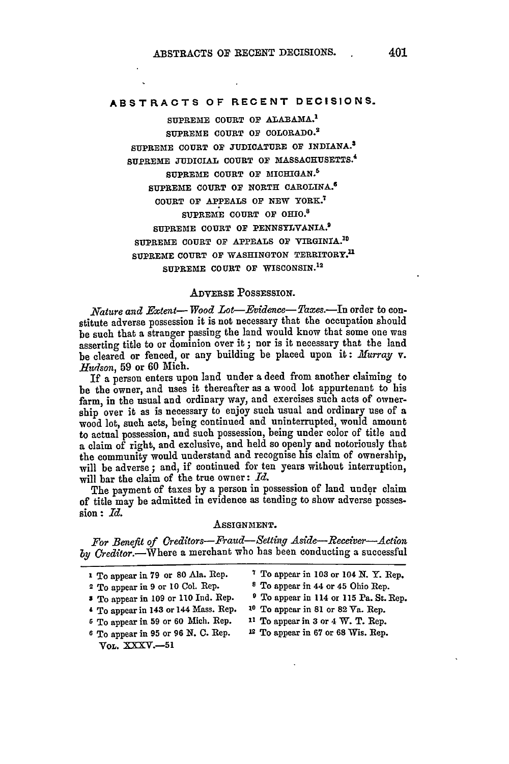# ABSTRACTS OF RECENT DECISIONS.

SUPREME COURT OF ALABAMA.[1]
SUPREME COURT OF COLORADO.[2]
SUPREME COURT OF JUDICATURE OF INDIANA.[3]
SUPREME JUDICIAL COURT OF MASSACHUSETTS.[4]
SUPREME COURT OF MICHIGAN.[5]
SUPREME COURT OF NORTH CAROLINA.[6]
COURT OF APPEALS OF NEW YORK.[7]
SUPREME COURT OF OHIO.[8]
SUPREME COURT OF PENNSYLVANIA.[9]
SUPREME COURT OF APPEALS OF VIRGINIA.[10]
SUPREME COURT OF WASHINGTON TERRITORY.[11]
SUPREME COURT OF WISCONSIN.[12]

## ADVERSE POSSESSION.

*Nature and Extent—Wood Lot—Evidence—Taxes.*—In order to constitute adverse possession it is not necessary that the occupation should be such that a stranger passing the land would know that some one was asserting title to or dominion over it; nor is it necessary that the land be cleared or fenced, or any building be placed upon it: *Murray* v. *Hudson*, 59 or 60 Mich.

If a person enters upon land under a deed from another claiming to be the owner, and uses it thereafter as a wood lot appurtenant to his farm, in the usual and ordinary way, and exercises such acts of ownership over it as is necessary to enjoy such usual and ordinary use of a wood lot, such acts, being continued and uninterrupted, would amount to actual possession, and such possession, being under color of title and a claim of right, and exclusive, and held so openly and notoriously that the community would understand and recognise his claim of ownership, will be adverse; and, if continued for ten years without interruption, will bar the claim of the true owner: *Id.*

The payment of taxes by a person in possession of land under claim of title may be admitted in evidence as tending to show adverse possession: *Id.*

## ASSIGNMENT.

*For Benefit of Creditors—Fraud—Setting Aside—Receiver—Action by Creditor.*—Where a merchant who has been conducting a successful

---

1 To appear in 79 or 80 Ala. Rep.
2 To appear in 9 or 10 Col. Rep.
3 To appear in 109 or 110 Ind. Rep.
4 To appear in 143 or 144 Mass. Rep.
5 To appear in 59 or 60 Mich. Rep.
6 To appear in 95 or 96 N. C. Rep.
7 To appear in 103 or 104 N. Y. Rep.
8 To appear in 44 or 45 Ohio Rep.
9 To appear in 114 or 115 Pa. St. Rep.
10 To appear in 81 or 82 Va. Rep.
11 To appear in 3 or 4 W. T. Rep.
12 To appear in 67 or 68 Wis. Rep.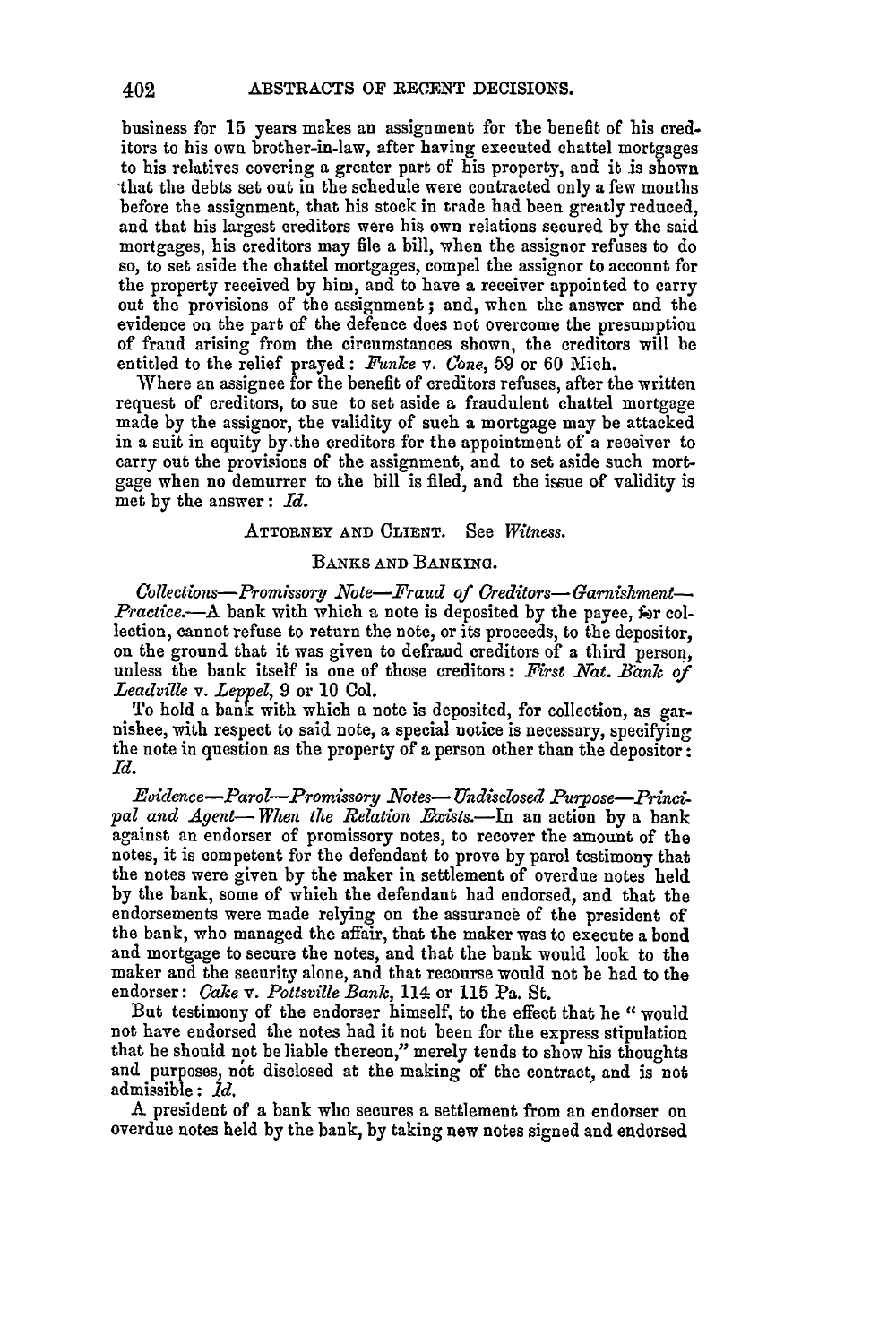business for 15 years makes an assignment for the benefit of his creditors to his own brother-in-law, after having executed chattel mortgages to his relatives covering a greater part of his property, and it is shown that the debts set out in the schedule were contracted only a few months before the assignment, that his stock in trade had been greatly reduced, and that his largest creditors were his own relations secured by the said mortgages, his creditors may file a bill, when the assignor refuses to do so, to set aside the chattel mortgages, compel the assignor to account for the property received by him, and to have a receiver appointed to carry out the provisions of the assignment; and, when the answer and the evidence on the part of the defence does not overcome the presumption of fraud arising from the circumstances shown, the creditors will be entitled to the relief prayed: *Funke* v. *Cone*, 59 or 60 Mich.

Where an assignee for the benefit of creditors refuses, after the written request of creditors, to sue to set aside a fraudulent chattel mortgage made by the assignor, the validity of such a mortgage may be attacked in a suit in equity by the creditors for the appointment of a receiver to carry out the provisions of the assignment, and to set aside such mortgage when no demurrer to the bill is filed, and the issue of validity is met by the answer: *Id.*

ATTORNEY AND CLIENT. See *Witness.*

BANKS AND BANKING.

*Collections—Promissory Note—Fraud of Creditors—Garnishment—Practice.*—A bank with which a note is deposited by the payee, for collection, cannot refuse to return the note, or its proceeds, to the depositor, on the ground that it was given to defraud creditors of a third person, unless the bank itself is one of those creditors: *First Nat. Bank of Leadville* v. *Leppel*, 9 or 10 Col.

To hold a bank with which a note is deposited, for collection, as garnishee, with respect to said note, a special notice is necessary, specifying the note in question as the property of a person other than the depositor: *Id.*

*Evidence—Parol—Promissory Notes—Undisclosed Purpose—Principal and Agent—When the Relation Exists.*—In an action by a bank against an endorser of promissory notes, to recover the amount of the notes, it is competent for the defendant to prove by parol testimony that the notes were given by the maker in settlement of overdue notes held by the bank, some of which the defendant had endorsed, and that the endorsements were made relying on the assurance of the president of the bank, who managed the affair, that the maker was to execute a bond and mortgage to secure the notes, and that the bank would look to the maker and the security alone, and that recourse would not be had to the endorser: *Cake* v. *Pottsville Bank*, 114 or 115 Pa. St.

But testimony of the endorser himself, to the effect that he "would not have endorsed the notes had it not been for the express stipulation that he should not be liable thereon," merely tends to show his thoughts and purposes, not disclosed at the making of the contract, and is not admissible: *Id.*

A president of a bank who secures a settlement from an endorser on overdue notes held by the bank, by taking new notes signed and endorsed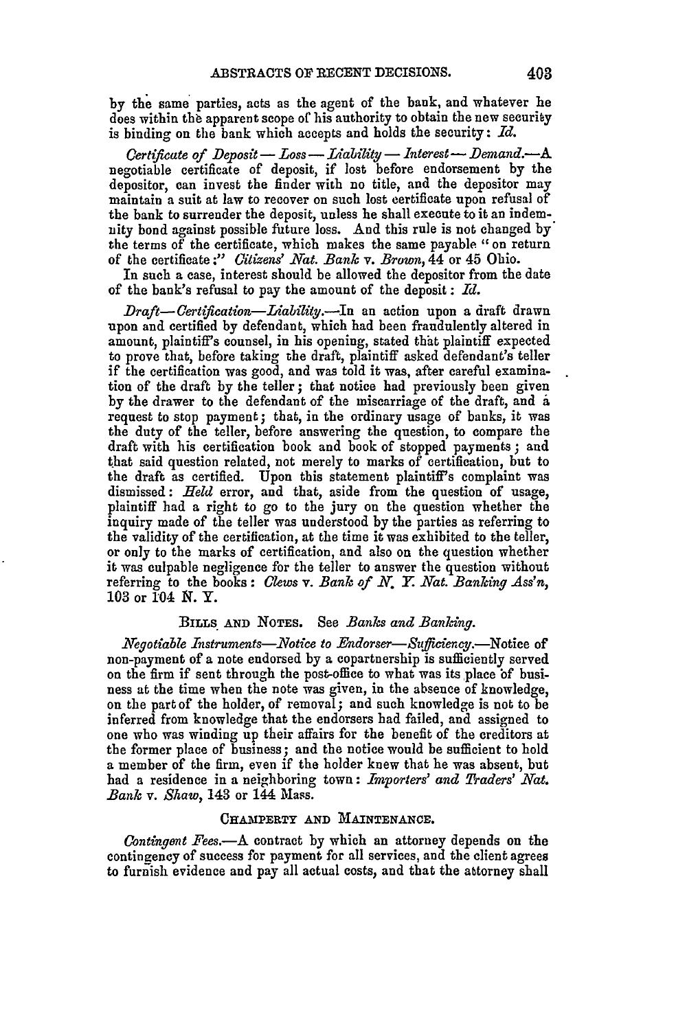by the same parties, acts as the agent of the bank, and whatever he does within the apparent scope of his authority to obtain the new security is binding on the bank which accepts and holds the security: *Id.*

*Certificate of Deposit — Loss — Liability — Interest — Demand.*—A negotiable certificate of deposit, if lost before endorsement by the depositor, can invest the finder with no title, and the depositor may maintain a suit at law to recover on such lost certificate upon refusal of the bank to surrender the deposit, unless he shall execute to it an indemnity bond against possible future loss. And this rule is not changed by the terms of the certificate, which makes the same payable "on return of the certificate:" *Citizens' Nat. Bank* v. *Brown*, 44 or 45 Ohio.

In such a case, interest should be allowed the depositor from the date of the bank's refusal to pay the amount of the deposit: *Id.*

*Draft—Certification—Liability.*—In an action upon a draft drawn upon and certified by defendant, which had been fraudulently altered in amount, plaintiff's counsel, in his opening, stated that plaintiff expected to prove that, before taking the draft, plaintiff asked defendant's teller if the certification was good, and was told it was, after careful examination of the draft by the teller; that notice had previously been given by the drawer to the defendant of the miscarriage of the draft, and a request to stop payment; that, in the ordinary usage of banks, it was the duty of the teller, before answering the question, to compare the draft with his certification book and book of stopped payments; and that said question related, not merely to marks of certification, but to the draft as certified. Upon this statement plaintiff's complaint was dismissed: *Held* error, and that, aside from the question of usage, plaintiff had a right to go to the jury on the question whether the inquiry made of the teller was understood by the parties as referring to the validity of the certification, at the time it was exhibited to the teller, or only to the marks of certification, and also on the question whether it was culpable negligence for the teller to answer the question without referring to the books: *Clews* v. *Bank of N. Y. Nat. Banking Ass'n*, 103 or 104 N. Y.

### Bills and Notes. See *Banks and Banking.*

*Negotiable Instruments—Notice to Endorser—Sufficiency.*—Notice of non-payment of a note endorsed by a copartnership is sufficiently served on the firm if sent through the post-office to what was its place of business at the time when the note was given, in the absence of knowledge, on the part of the holder, of removal; and such knowledge is not to be inferred from knowledge that the endorsers had failed, and assigned to one who was winding up their affairs for the benefit of the creditors at the former place of business; and the notice would be sufficient to hold a member of the firm, even if the holder knew that he was absent, but had a residence in a neighboring town: *Importers' and Traders' Nat. Bank* v. *Shaw*, 143 or 144 Mass.

### Champerty and Maintenance.

*Contingent Fees.*—A contract by which an attorney depends on the contingency of success for payment for all services, and the client agrees to furnish evidence and pay all actual costs, and that the attorney shall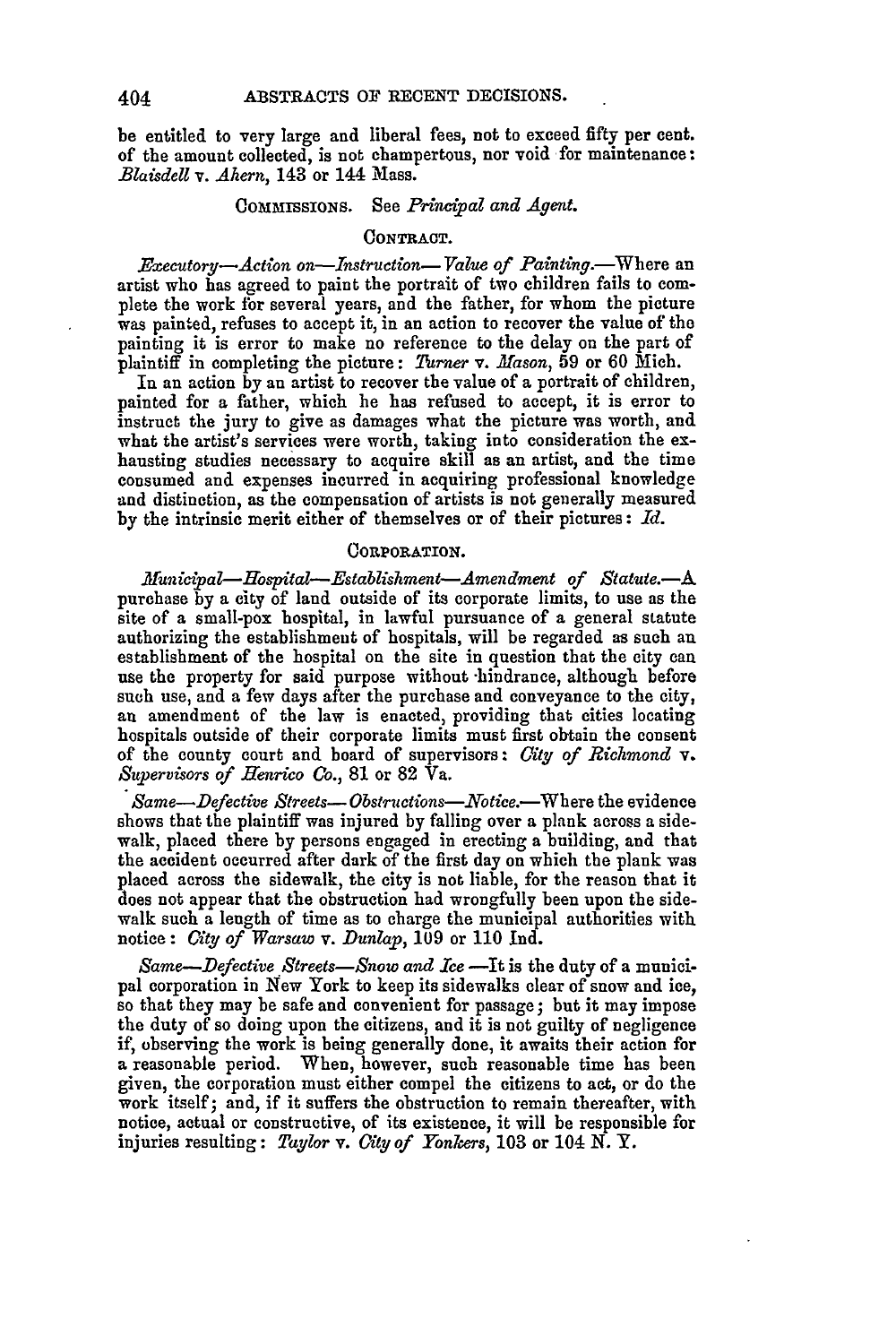be entitled to very large and liberal fees, not to exceed fifty per cent. of the amount collected, is not champertous, nor void for maintenance: *Blaisdell* v. *Ahern*, 143 or 144 Mass.

COMMISSIONS. See *Principal and Agent.*

## CONTRACT.

*Executory—Action on—Instruction—Value of Painting.*—Where an artist who has agreed to paint the portrait of two children fails to complete the work for several years, and the father, for whom the picture was painted, refuses to accept it, in an action to recover the value of the painting it is error to make no reference to the delay on the part of plaintiff in completing the picture: *Turner* v. *Mason*, 59 or 60 Mich.

In an action by an artist to recover the value of a portrait of children, painted for a father, which he has refused to accept, it is error to instruct the jury to give as damages what the picture was worth, and what the artist's services were worth, taking into consideration the exhausting studies necessary to acquire skill as an artist, and the time consumed and expenses incurred in acquiring professional knowledge and distinction, as the compensation of artists is not generally measured by the intrinsic merit either of themselves or of their pictures: *Id.*

## CORPORATION.

*Municipal—Hospital—Establishment—Amendment of Statute.*—A purchase by a city of land outside of its corporate limits, to use as the site of a small-pox hospital, in lawful pursuance of a general statute authorizing the establishment of hospitals, will be regarded as such an establishment of the hospital on the site in question that the city can use the property for said purpose without hindrance, although before such use, and a few days after the purchase and conveyance to the city, an amendment of the law is enacted, providing that cities locating hospitals outside of their corporate limits must first obtain the consent of the county court and board of supervisors: *City of Richmond* v. *Supervisors of Henrico Co.*, 81 or 82 Va.

*Same—Defective Streets—Obstructions—Notice.*—Where the evidence shows that the plaintiff was injured by falling over a plank across a sidewalk, placed there by persons engaged in erecting a building, and that the accident occurred after dark of the first day on which the plank was placed across the sidewalk, the city is not liable, for the reason that it does not appear that the obstruction had wrongfully been upon the sidewalk such a length of time as to charge the municipal authorities with notice: *City of Warsaw* v. *Dunlap*, 109 or 110 Ind.

*Same—Defective Streets—Snow and Ice.*—It is the duty of a municipal corporation in New York to keep its sidewalks clear of snow and ice, so that they may be safe and convenient for passage; but it may impose the duty of so doing upon the citizens, and it is not guilty of negligence if, observing the work is being generally done, it awaits their action for a reasonable period. When, however, such reasonable time has been given, the corporation must either compel the citizens to act, or do the work itself; and, if it suffers the obstruction to remain thereafter, with notice, actual or constructive, of its existence, it will be responsible for injuries resulting: *Taylor* v. *City of Yonkers*, 103 or 104 N. Y.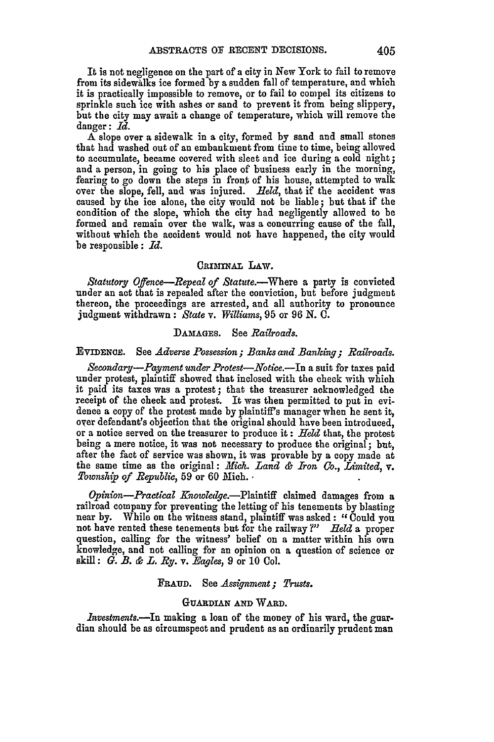It is not negligence on the part of a city in New York to fail to remove from its sidewalks ice formed by a sudden fall of temperature, and which it is practically impossible to remove, or to fail to compel its citizens to sprinkle such ice with ashes or sand to prevent it from being slippery, but the city may await a change of temperature, which will remove the danger: *Id.*

A slope over a sidewalk in a city, formed by sand and small stones that had washed out of an embankment from time to time, being allowed to accumulate, became covered with sleet and ice during a cold night; and a person, in going to his place of business early in the morning, fearing to go down the steps in front of his house, attempted to walk over the slope, fell, and was injured. *Held*, that if the accident was caused by the ice alone, the city would not be liable; but that if the condition of the slope, which the city had negligently allowed to be formed and remain over the walk, was a concurring cause of the fall, without which the accident would not have happened, the city would be responsible: *Id.*

### CRIMINAL LAW.

*Statutory Offence—Repeal of Statute.*—Where a party is convicted under an act that is repealed after the conviction, but before judgment thereon, the proceedings are arrested, and all authority to pronounce judgment withdrawn: *State* v. *Williams*, 95 or 96 N. C.

### DAMAGES. See *Railroads.*

### EVIDENCE. See *Adverse Possession; Banks and Banking; Railroads.*

*Secondary—Payment under Protest—Notice.*—In a suit for taxes paid under protest, plaintiff showed that inclosed with the check with which it paid its taxes was a protest; that the treasurer acknowledged the receipt of the check and protest. It was then permitted to put in evidence a copy of the protest made by plaintiff's manager when he sent it, over defendant's objection that the original should have been introduced, or a notice served on the treasurer to produce it: *Held* that, the protest being a mere notice, it was not necessary to produce the original; but, after the fact of service was shown, it was provable by a copy made at the same time as the original: *Mich. Land & Iron Co., Limited,* v. *Township of Republic,* 59 or 60 Mich.

*Opinion—Practical Knowledge.*—Plaintiff claimed damages from a railroad company for preventing the letting of his tenements by blasting near by. While on the witness stand, plaintiff was asked: "Could you not have rented these tenements but for the railway?" *Held* a proper question, calling for the witness' belief on a matter within his own knowledge, and not calling for an opinion on a question of science or skill: *G. B. & L. Ry.* v. *Eagles,* 9 or 10 Col.

### FRAUD. See *Assignment; Trusts.*

### GUARDIAN AND WARD.

*Investments.*—In making a loan of the money of his ward, the guardian should be as circumspect and prudent as an ordinarily prudent man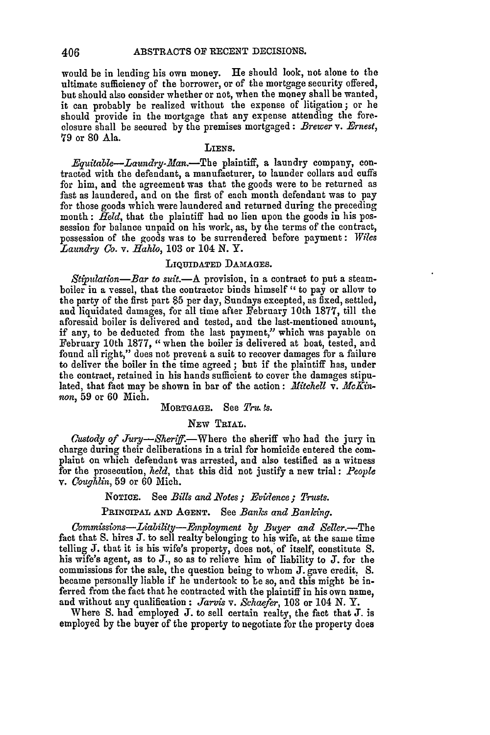would be in lending his own money. He should look, not alone to the ultimate sufficiency of the borrower, or of the mortgage security offered, but should also consider whether or not, when the money shall be wanted, it can probably be realized without the expense of litigation; or he should provide in the mortgage that any expense attending the foreclosure shall be secured by the premises mortgaged: *Brewer* v. *Ernest*, 79 or 80 Ala.

### LIENS.

*Equitable—Laundry-Man.*—The plaintiff, a laundry company, contracted with the defendant, a manufacturer, to launder collars and cuffs for him, and the agreement was that the goods were to be returned as fast as laundered, and on the first of each month defendant was to pay for those goods which were laundered and returned during the preceding month: *Held*, that the plaintiff had no lien upon the goods in his possession for balance unpaid on his work, as, by the terms of the contract, possession of the goods was to be surrendered before payment: *Wiles Laundry Co.* v. *Hahlo*, 103 or 104 N. Y.

### LIQUIDATED DAMAGES.

*Stipulation—Bar to suit.*—A provision, in a contract to put a steam-boiler in a vessel, that the contractor binds himself "to pay or allow to the party of the first part $5 per day, Sundays excepted, as fixed, settled, and liquidated damages, for all time after February 10th 1877, till the aforesaid boiler is delivered and tested, and the last-mentioned amount, if any, to be deducted from the last payment," which was payable on February 10th 1877, "when the boiler is delivered at boat, tested, and found all right," does not prevent a suit to recover damages for a failure to deliver the boiler in the time agreed; but if the plaintiff has, under the contract, retained in his hands sufficient to cover the damages stipulated, that fact may be shown in bar of the action: *Mitchell* v. *McKinnon*, 59 or 60 Mich.

MORTGAGE. See *Trusts.*

### NEW TRIAL.

*Custody of Jury—Sheriff.*—Where the sheriff who had the jury in charge during their deliberations in a trial for homicide entered the complaint on which defendant was arrested, and also testified as a witness for the prosecution, *held*, that this did not justify a new trial: *People* v. *Coughlin*, 59 or 60 Mich.

NOTICE. See *Bills and Notes; Evidence; Trusts.*

PRINCIPAL AND AGENT. See *Banks and Banking.*

*Commissions—Liability—Employment by Buyer and Seller.*—The fact that S. hires J. to sell realty belonging to his wife, at the same time telling J. that it is his wife's property, does not, of itself, constitute S. his wife's agent, as to J., so as to relieve him of liability to J. for the commissions for the sale, the question being to whom J. gave credit. S. became personally liable if he undertook to be so, and this might be inferred from the fact that he contracted with the plaintiff in his own name, and without any qualification: *Jarvis* v. *Schaefer*, 103 or 104 N. Y.

Where S. had employed J. to sell certain realty, the fact that J. is employed by the buyer of the property to negotiate for the property does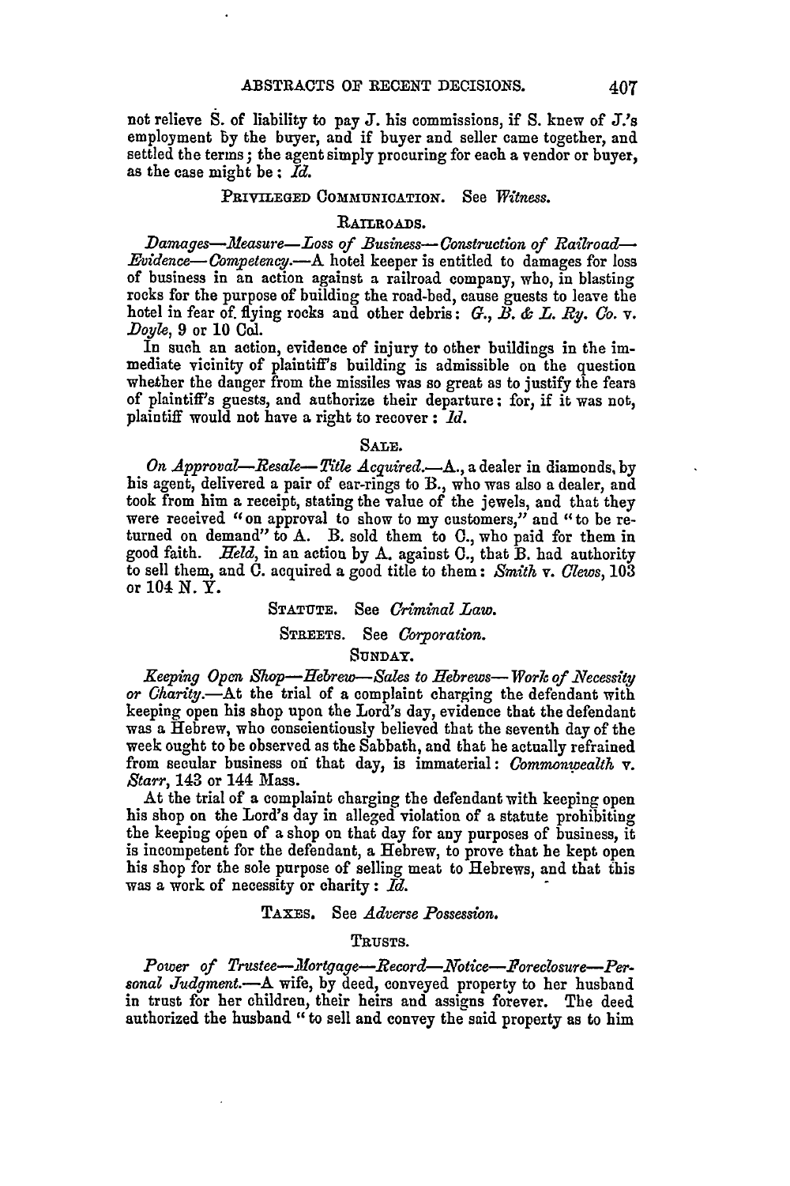not relieve S. of liability to pay J. his commissions, if S. knew of J.'s employment by the buyer, and if buyer and seller came together, and settled the terms; the agent simply procuring for each a vendor or buyer, as the case might be: *Id.*

PRIVILEGED COMMUNICATION. See *Witness.*

RAILROADS.

*Damages—Measure—Loss of Business—Construction of Railroad—Evidence—Competency.*—A hotel keeper is entitled to damages for loss of business in an action against a railroad company, who, in blasting rocks for the purpose of building the road-bed, cause guests to leave the hotel in fear of flying rocks and other debris: *G., B. & L. Ry. Co.* v. *Doyle*, 9 or 10 Col.

In such an action, evidence of injury to other buildings in the immediate vicinity of plaintiff's building is admissible on the question whether the danger from the missiles was so great as to justify the fears of plaintiff's guests, and authorize their departure: for, if it was not, plaintiff would not have a right to recover: *Id.*

SALE.

*On Approval—Resale—Title Acquired.*—A., a dealer in diamonds, by his agent, delivered a pair of ear-rings to B., who was also a dealer, and took from him a receipt, stating the value of the jewels, and that they were received "on approval to show to my customers," and "to be returned on demand" to A. B. sold them to C., who paid for them in good faith. *Held*, in an action by A. against C., that B. had authority to sell them, and C. acquired a good title to them: *Smith* v. *Clews*, 103 or 104 N. Y.

STATUTE. See *Criminal Law.*

STREETS. See *Corporation.*

SUNDAY.

*Keeping Open Shop—Hebrew—Sales to Hebrews—Work of Necessity or Charity.*—At the trial of a complaint charging the defendant with keeping open his shop upon the Lord's day, evidence that the defendant was a Hebrew, who conscientiously believed that the seventh day of the week ought to be observed as the Sabbath, and that he actually refrained from secular business on that day, is immaterial: *Commonwealth* v. *Starr*, 143 or 144 Mass.

At the trial of a complaint charging the defendant with keeping open his shop on the Lord's day in alleged violation of a statute prohibiting the keeping open of a shop on that day for any purposes of business, it is incompetent for the defendant, a Hebrew, to prove that he kept open his shop for the sole purpose of selling meat to Hebrews, and that this was a work of necessity or charity: *Id.*

TAXES. See *Adverse Possession.*

TRUSTS.

*Power of Trustee—Mortgage—Record—Notice—Foreclosure—Personal Judgment.*—A wife, by deed, conveyed property to her husband in trust for her children, their heirs and assigns forever. The deed authorized the husband "to sell and convey the said property as to him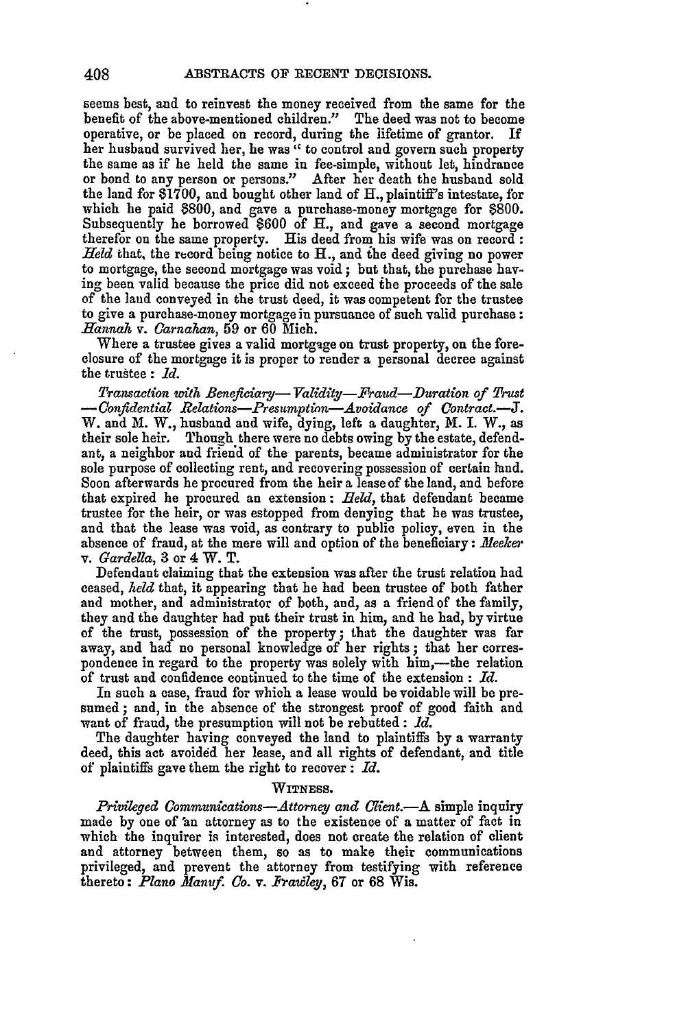seems best, and to reinvest the money received from the same for the benefit of the above-mentioned children." The deed was not to become operative, or be placed on record, during the lifetime of grantor. If her husband survived her, he was "to control and govern such property the same as if he held the same in fee-simple, without let, hindrance or bond to any person or persons." After her death the husband sold the land for $1700, and bought other land of H., plaintiff's intestate, for which he paid $800, and gave a purchase-money mortgage for $800. Subsequently he borrowed $600 of H., and gave a second mortgage therefor on the same property. His deed from his wife was on record: *Held* that, the record being notice to H., and the deed giving no power to mortgage, the second mortgage was void; but that, the purchase having been valid because the price did not exceed the proceeds of the sale of the land conveyed in the trust deed, it was competent for the trustee to give a purchase-money mortgage in pursuance of such valid purchase: *Hannah* v. *Carnahan*, 59 or 60 Mich.

Where a trustee gives a valid mortgage on trust property, on the foreclosure of the mortgage it is proper to render a personal decree against the trustee: *Id.*

*Transaction with Beneficiary—Validity—Fraud—Duration of Trust—Confidential Relations—Presumption—Avoidance of Contract.*—J. W. and M. W., husband and wife, dying, left a daughter, M. I. W., as their sole heir. Though there were no debts owing by the estate, defendant, a neighbor and friend of the parents, became administrator for the sole purpose of collecting rent, and recovering possession of certain land. Soon afterwards he procured from the heir a lease of the land, and before that expired he procured an extension: *Held*, that defendant became trustee for the heir, or was estopped from denying that he was trustee, and that the lease was void, as contrary to public policy, even in the absence of fraud, at the mere will and option of the beneficiary: *Meeker* v. *Gardella*, 3 or 4 W. T.

Defendant claiming that the extension was after the trust relation had ceased, *held* that, it appearing that he had been trustee of both father and mother, and administrator of both, and, as a friend of the family, they and the daughter had put their trust in him, and he had, by virtue of the trust, possession of the property; that the daughter was far away, and had no personal knowledge of her rights; that her correspondence in regard to the property was solely with him,—the relation of trust and confidence continued to the time of the extension: *Id.*

In such a case, fraud for which a lease would be voidable will be presumed; and, in the absence of the strongest proof of good faith and want of fraud, the presumption will not be rebutted: *Id.*

The daughter having conveyed the land to plaintiffs by a warranty deed, this act avoided her lease, and all rights of defendant, and title of plaintiffs gave them the right to recover: *Id.*

## WITNESS.

*Privileged Communications—Attorney and Client.*—A simple inquiry made by one of an attorney as to the existence of a matter of fact in which the inquirer is interested, does not create the relation of client and attorney between them, so as to make their communications privileged, and prevent the attorney from testifying with reference thereto: *Plano Manuf. Co.* v. *Frawley*, 67 or 68 Wis.